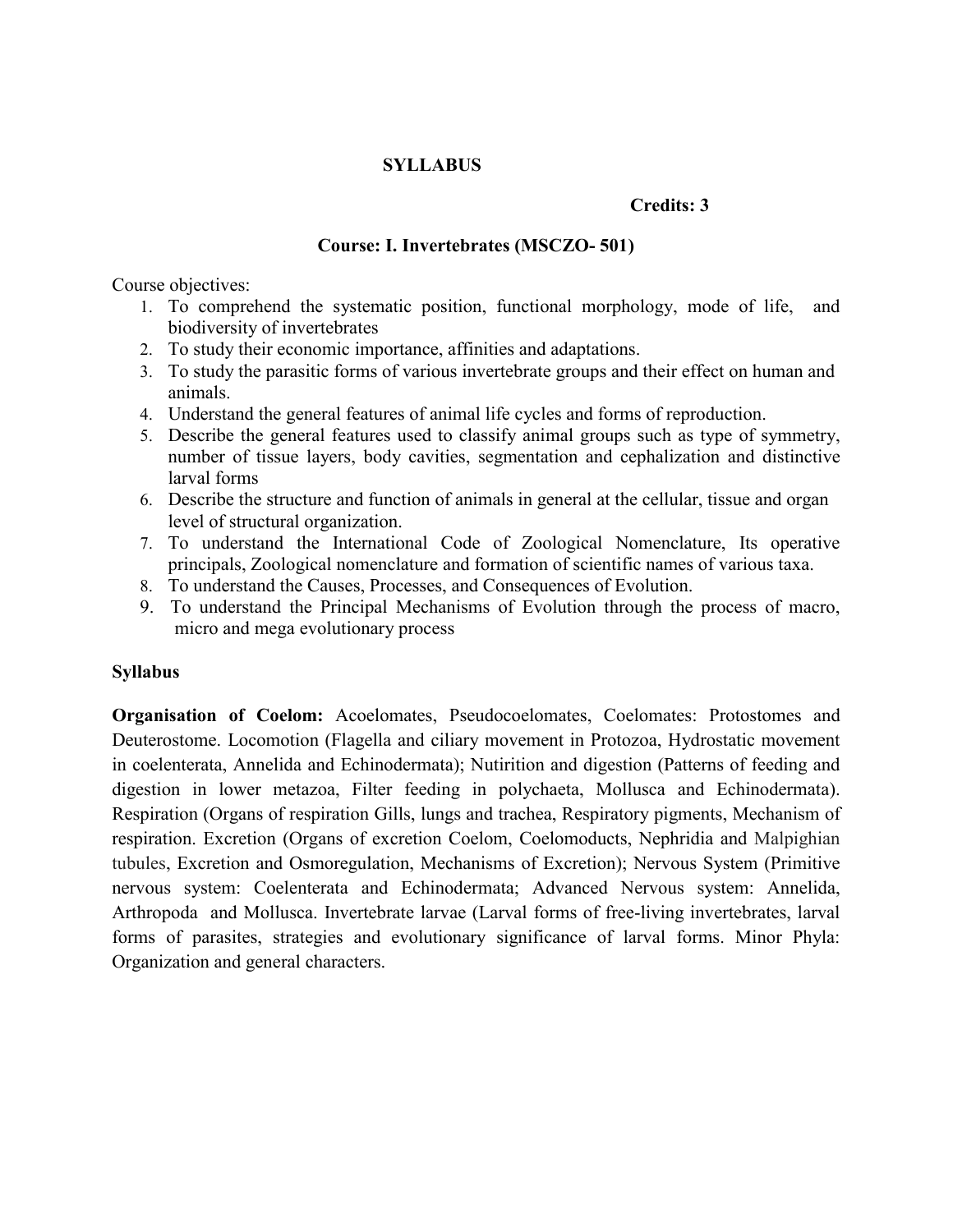# SYLLABUS

**Credits: 3**

## Course: I. Invertebrates (MSCZO- 501)

Course objectives:

1. To comprehend the systematic position, functional morphology, mode of life, and biodiversity of invertebrates
2. To study their economic importance, affinities and adaptations.
3. To study the parasitic forms of various invertebrate groups and their effect on human and animals.
4. Understand the general features of animal life cycles and forms of reproduction.
5. Describe the general features used to classify animal groups such as type of symmetry, number of tissue layers, body cavities, segmentation and cephalization and distinctive larval forms
6. Describe the structure and function of animals in general at the cellular, tissue and organ level of structural organization.
7. To understand the International Code of Zoological Nomenclature, Its operative principals, Zoological nomenclature and formation of scientific names of various taxa.
8. To understand the Causes, Processes, and Consequences of Evolution.
9. To understand the Principal Mechanisms of Evolution through the process of macro, micro and mega evolutionary process

### Syllabus

**Organisation of Coelom:** Acoelomates, Pseudocoelomates, Coelomates: Protostomes and Deuterostome. Locomotion (Flagella and ciliary movement in Protozoa, Hydrostatic movement in coelenterata, Annelida and Echinodermata); Nutirition and digestion (Patterns of feeding and digestion in lower metazoa, Filter feeding in polychaeta, Mollusca and Echinodermata). Respiration (Organs of respiration Gills, lungs and trachea, Respiratory pigments, Mechanism of respiration. Excretion (Organs of excretion Coelom, Coelomoducts, Nephridia and Malpighian tubules, Excretion and Osmoregulation, Mechanisms of Excretion); Nervous System (Primitive nervous system: Coelenterata and Echinodermata; Advanced Nervous system: Annelida, Arthropoda and Mollusca. Invertebrate larvae (Larval forms of free-living invertebrates, larval forms of parasites, strategies and evolutionary significance of larval forms. Minor Phyla: Organization and general characters.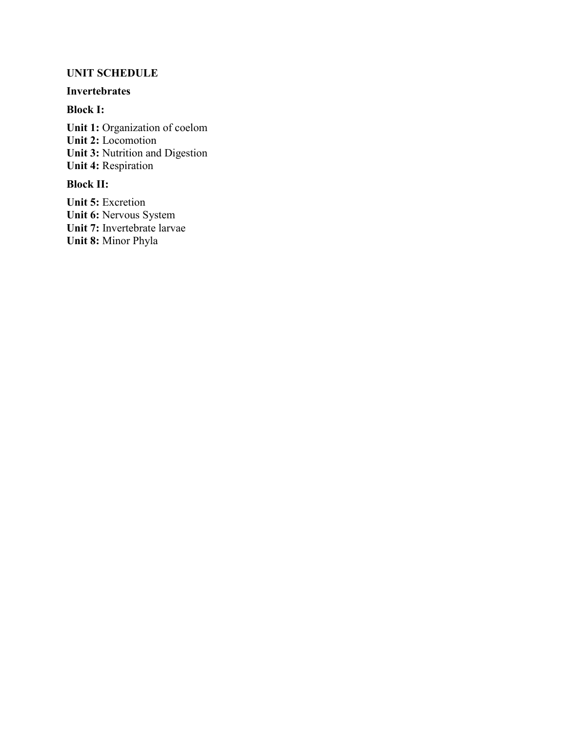**UNIT SCHEDULE**

**Invertebrates**

**Block I:**

**Unit 1:** Organization of coelom
**Unit 2:** Locomotion
**Unit 3:** Nutrition and Digestion
**Unit 4:** Respiration

**Block II:**

**Unit 5:** Excretion
**Unit 6:** Nervous System
**Unit 7:** Invertebrate larvae
**Unit 8:** Minor Phyla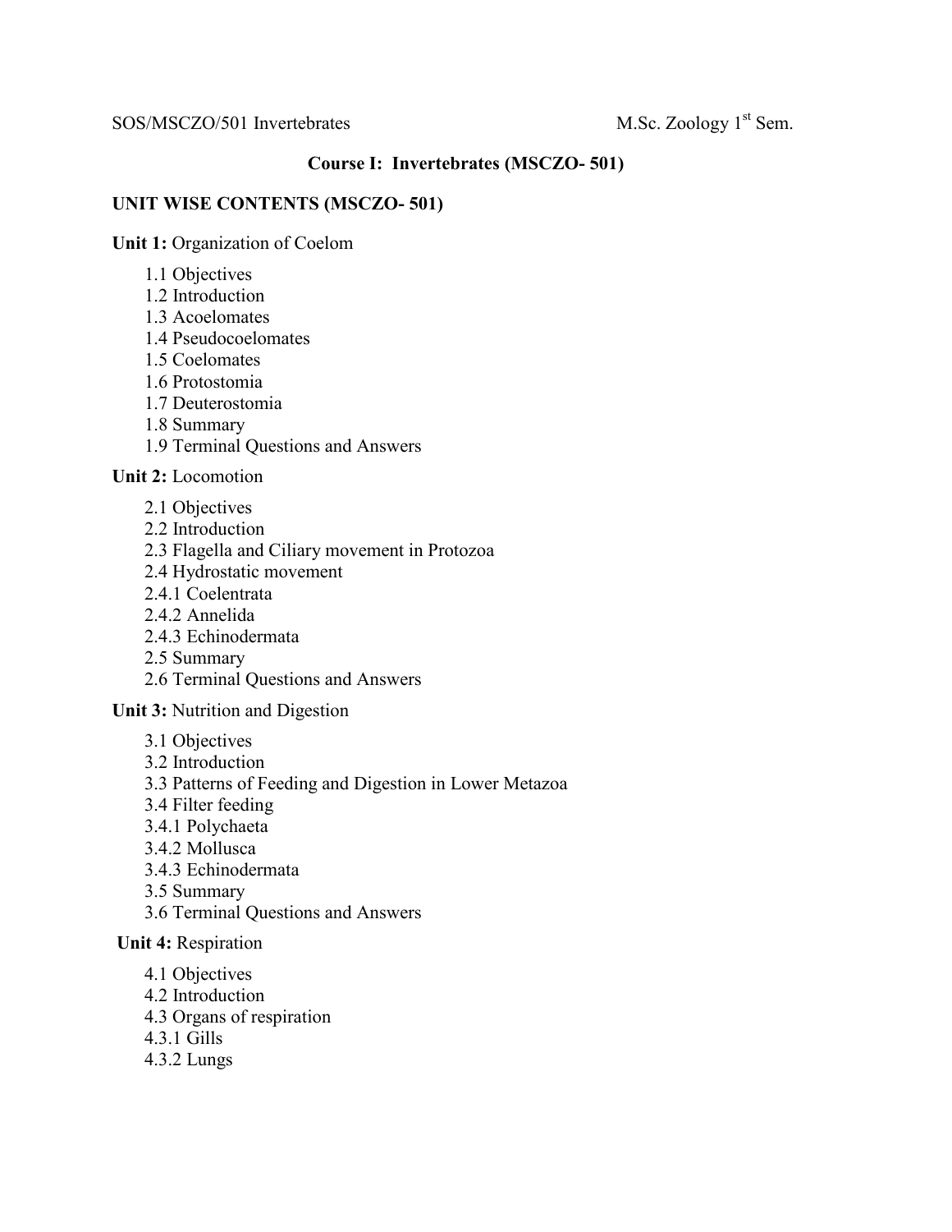## Course I: Invertebrates (MSCZO- 501)

### UNIT WISE CONTENTS (MSCZO- 501)

**Unit 1:** Organization of Coelom

- 1.1 Objectives
- 1.2 Introduction
- 1.3 Acoelomates
- 1.4 Pseudocoelomates
- 1.5 Coelomates
- 1.6 Protostomia
- 1.7 Deuterostomia
- 1.8 Summary
- 1.9 Terminal Questions and Answers

**Unit 2:** Locomotion

- 2.1 Objectives
- 2.2 Introduction
- 2.3 Flagella and Ciliary movement in Protozoa
- 2.4 Hydrostatic movement
- 2.4.1 Coelentrata
- 2.4.2 Annelida
- 2.4.3 Echinodermata
- 2.5 Summary
- 2.6 Terminal Questions and Answers

**Unit 3:** Nutrition and Digestion

- 3.1 Objectives
- 3.2 Introduction
- 3.3 Patterns of Feeding and Digestion in Lower Metazoa
- 3.4 Filter feeding
- 3.4.1 Polychaeta
- 3.4.2 Mollusca
- 3.4.3 Echinodermata
- 3.5 Summary
- 3.6 Terminal Questions and Answers

**Unit 4:** Respiration

- 4.1 Objectives
- 4.2 Introduction
- 4.3 Organs of respiration
- 4.3.1 Gills
- 4.3.2 Lungs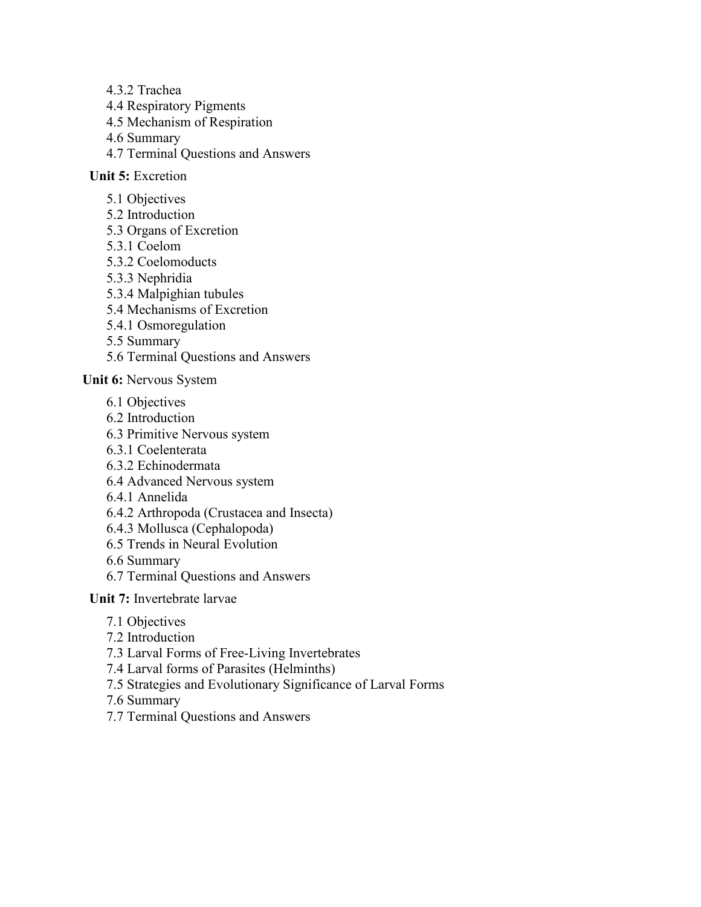4.3.2 Trachea

4.4 Respiratory Pigments

4.5 Mechanism of Respiration

4.6 Summary

4.7 Terminal Questions and Answers

**Unit 5:** Excretion

5.1 Objectives

5.2 Introduction

5.3 Organs of Excretion

5.3.1 Coelom

5.3.2 Coelomoducts

5.3.3 Nephridia

5.3.4 Malpighian tubules

5.4 Mechanisms of Excretion

5.4.1 Osmoregulation

5.5 Summary

5.6 Terminal Questions and Answers

**Unit 6:** Nervous System

6.1 Objectives

6.2 Introduction

6.3 Primitive Nervous system

6.3.1 Coelenterata

6.3.2 Echinodermata

6.4 Advanced Nervous system

6.4.1 Annelida

6.4.2 Arthropoda (Crustacea and Insecta)

6.4.3 Mollusca (Cephalopoda)

6.5 Trends in Neural Evolution

6.6 Summary

6.7 Terminal Questions and Answers

**Unit 7:** Invertebrate larvae

7.1 Objectives

7.2 Introduction

7.3 Larval Forms of Free-Living Invertebrates

7.4 Larval forms of Parasites (Helminths)

7.5 Strategies and Evolutionary Significance of Larval Forms

7.6 Summary

7.7 Terminal Questions and Answers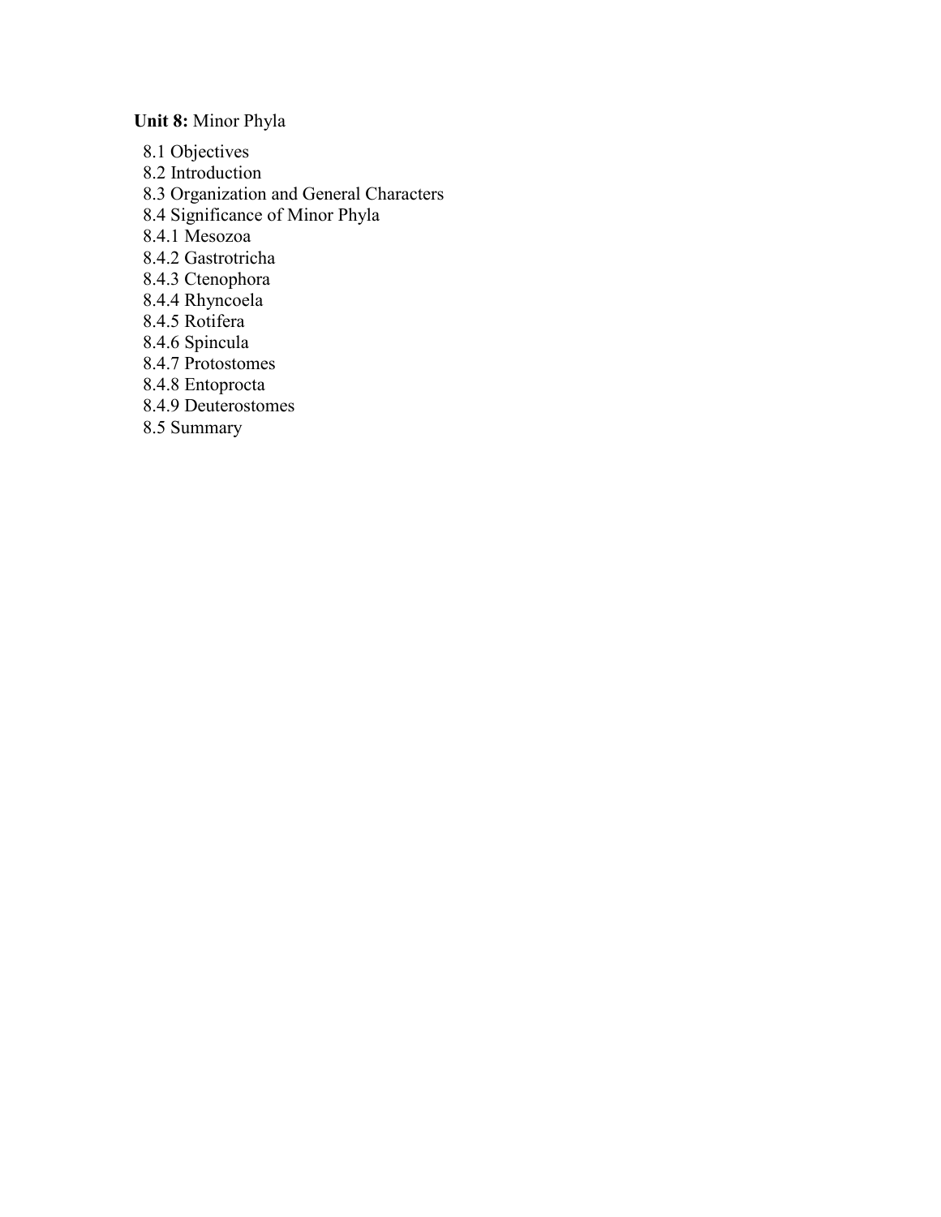**Unit 8:** Minor Phyla

8.1 Objectives
8.2 Introduction
8.3 Organization and General Characters
8.4 Significance of Minor Phyla
8.4.1 Mesozoa
8.4.2 Gastrotricha
8.4.3 Ctenophora
8.4.4 Rhyncoela
8.4.5 Rotifera
8.4.6 Spincula
8.4.7 Protostomes
8.4.8 Entoprocta
8.4.9 Deuterostomes
8.5 Summary